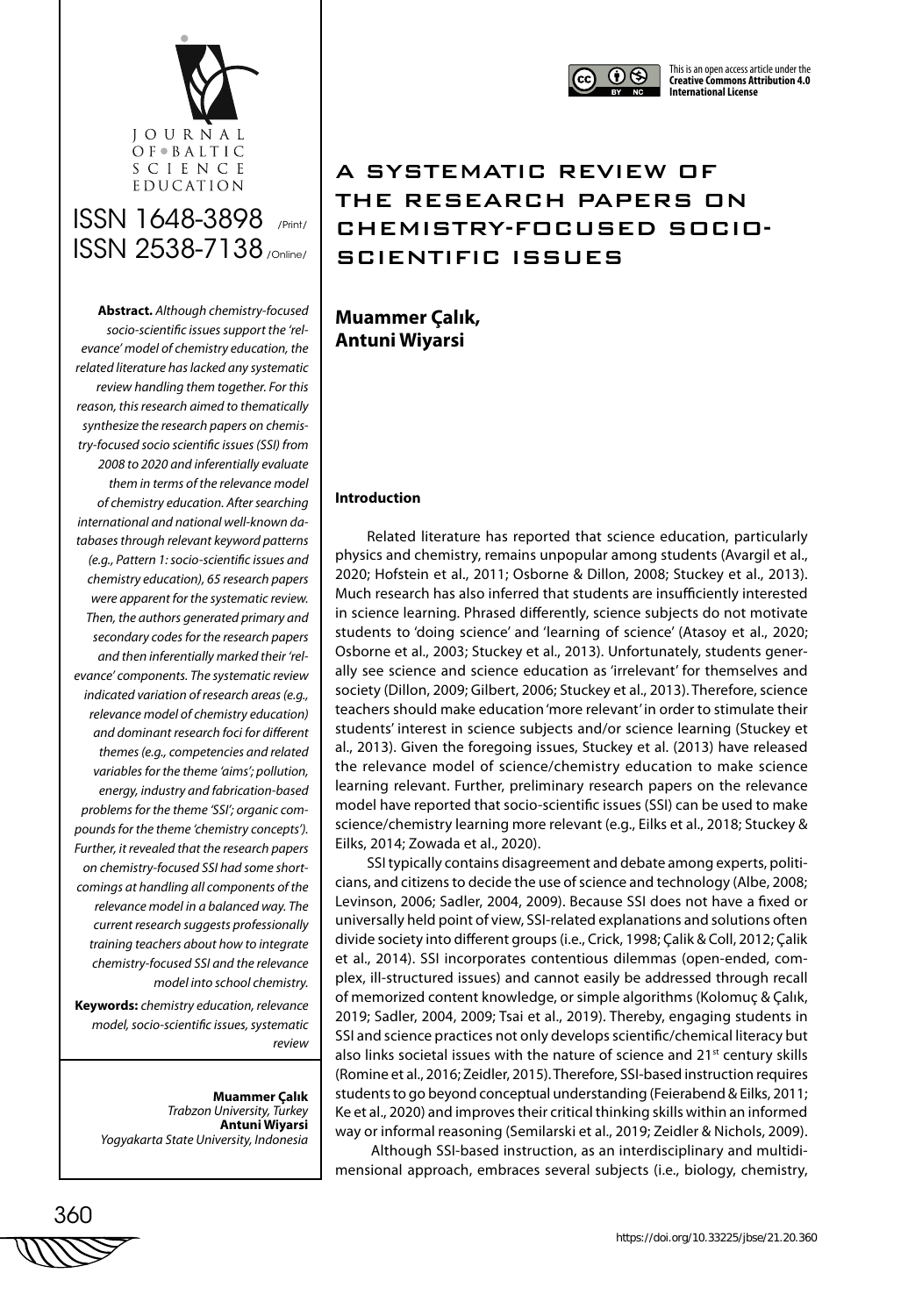Journal of Baltic Science Education

ISSN 1648-3898 /Print/
ISSN 2538-7138 /Online/

This is an open access article under the **Creative Commons Attribution 4.0 International License**

# A SYSTEMATIC REVIEW OF THE RESEARCH PAPERS ON CHEMISTRY-FOCUSED SOCIO-SCIENTIFIC ISSUES

**Muammer Çalık,**
**Antuni Wiyarsi**

**Abstract.** *Although chemistry-focused socio-scientific issues support the 'relevance' model of chemistry education, the related literature has lacked any systematic review handling them together. For this reason, this research aimed to thematically synthesize the research papers on chemistry-focused socio scientific issues (SSI) from 2008 to 2020 and inferentially evaluate them in terms of the relevance model of chemistry education. After searching international and national well-known databases through relevant keyword patterns (e.g., Pattern 1: socio-scientific issues and chemistry education), 65 research papers were apparent for the systematic review. Then, the authors generated primary and secondary codes for the research papers and then inferentially marked their 'relevance' components. The systematic review indicated variation of research areas (e.g., relevance model of chemistry education) and dominant research foci for different themes (e.g., competencies and related variables for the theme 'aims'; pollution, energy, industry and fabrication-based problems for the theme 'SSI'; organic compounds for the theme 'chemistry concepts'). Further, it revealed that the research papers on chemistry-focused SSI had some shortcomings at handling all components of the relevance model in a balanced way. The current research suggests professionally training teachers about how to integrate chemistry-focused SSI and the relevance model into school chemistry.*

**Keywords:** *chemistry education, relevance model, socio-scientific issues, systematic review*

**Muammer Çalık**
*Trabzon University, Turkey*
**Antuni Wiyarsi**
*Yogyakarta State University, Indonesia*

### Introduction

Related literature has reported that science education, particularly physics and chemistry, remains unpopular among students (Avargil et al., 2020; Hofstein et al., 2011; Osborne & Dillon, 2008; Stuckey et al., 2013). Much research has also inferred that students are insufficiently interested in science learning. Phrased differently, science subjects do not motivate students to 'doing science' and 'learning of science' (Atasoy et al., 2020; Osborne et al., 2003; Stuckey et al., 2013). Unfortunately, students generally see science and science education as 'irrelevant' for themselves and society (Dillon, 2009; Gilbert, 2006; Stuckey et al., 2013). Therefore, science teachers should make education 'more relevant' in order to stimulate their students' interest in science subjects and/or science learning (Stuckey et al., 2013). Given the foregoing issues, Stuckey et al. (2013) have released the relevance model of science/chemistry education to make science learning relevant. Further, preliminary research papers on the relevance model have reported that socio-scientific issues (SSI) can be used to make science/chemistry learning more relevant (e.g., Eilks et al., 2018; Stuckey & Eilks, 2014; Zowada et al., 2020).

SSI typically contains disagreement and debate among experts, politicians, and citizens to decide the use of science and technology (Albe, 2008; Levinson, 2006; Sadler, 2004, 2009). Because SSI does not have a fixed or universally held point of view, SSI-related explanations and solutions often divide society into different groups (i.e., Crick, 1998; Çalik & Coll, 2012; Çalik et al., 2014). SSI incorporates contentious dilemmas (open-ended, complex, ill-structured issues) and cannot easily be addressed through recall of memorized content knowledge, or simple algorithms (Kolomuç & Çalık, 2019; Sadler, 2004, 2009; Tsai et al., 2019). Thereby, engaging students in SSI and science practices not only develops scientific/chemical literacy but also links societal issues with the nature of science and 21st century skills (Romine et al., 2016; Zeidler, 2015). Therefore, SSI-based instruction requires students to go beyond conceptual understanding (Feierabend & Eilks, 2011; Ke et al., 2020) and improves their critical thinking skills within an informed way or informal reasoning (Semilarski et al., 2019; Zeidler & Nichols, 2009).

Although SSI-based instruction, as an interdisciplinary and multidimensional approach, embraces several subjects (i.e., biology, chemistry,

https://doi.org/10.33225/jbse/21.20.360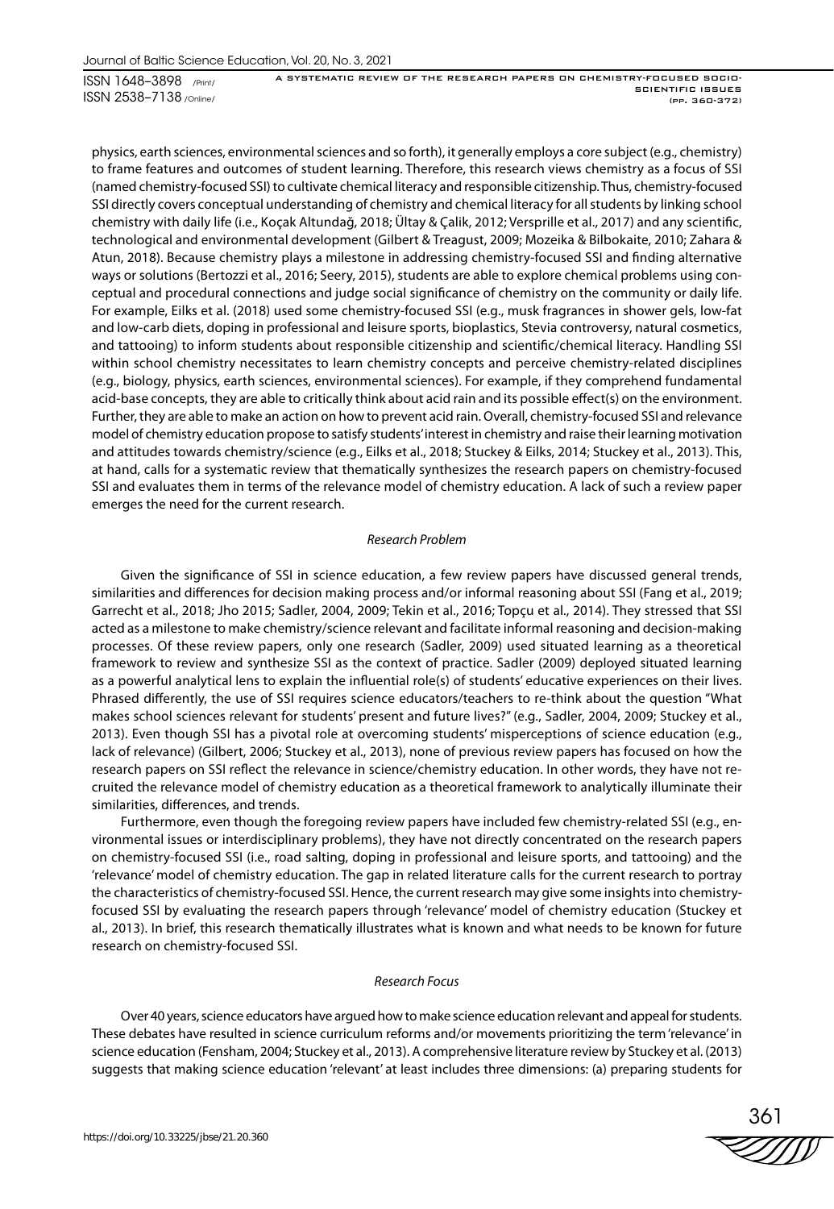physics, earth sciences, environmental sciences and so forth), it generally employs a core subject (e.g., chemistry) to frame features and outcomes of student learning. Therefore, this research views chemistry as a focus of SSI (named chemistry-focused SSI) to cultivate chemical literacy and responsible citizenship. Thus, chemistry-focused SSI directly covers conceptual understanding of chemistry and chemical literacy for all students by linking school chemistry with daily life (i.e., Koçak Altundağ, 2018; Ültay & Çalik, 2012; Versprille et al., 2017) and any scientific, technological and environmental development (Gilbert & Treagust, 2009; Mozeika & Bilbokaite, 2010; Zahara & Atun, 2018). Because chemistry plays a milestone in addressing chemistry-focused SSI and finding alternative ways or solutions (Bertozzi et al., 2016; Seery, 2015), students are able to explore chemical problems using conceptual and procedural connections and judge social significance of chemistry on the community or daily life. For example, Eilks et al. (2018) used some chemistry-focused SSI (e.g., musk fragrances in shower gels, low-fat and low-carb diets, doping in professional and leisure sports, bioplastics, Stevia controversy, natural cosmetics, and tattooing) to inform students about responsible citizenship and scientific/chemical literacy. Handling SSI within school chemistry necessitates to learn chemistry concepts and perceive chemistry-related disciplines (e.g., biology, physics, earth sciences, environmental sciences). For example, if they comprehend fundamental acid-base concepts, they are able to critically think about acid rain and its possible effect(s) on the environment. Further, they are able to make an action on how to prevent acid rain. Overall, chemistry-focused SSI and relevance model of chemistry education propose to satisfy students' interest in chemistry and raise their learning motivation and attitudes towards chemistry/science (e.g., Eilks et al., 2018; Stuckey & Eilks, 2014; Stuckey et al., 2013). This, at hand, calls for a systematic review that thematically synthesizes the research papers on chemistry-focused SSI and evaluates them in terms of the relevance model of chemistry education. A lack of such a review paper emerges the need for the current research.

### *Research Problem*

Given the significance of SSI in science education, a few review papers have discussed general trends, similarities and differences for decision making process and/or informal reasoning about SSI (Fang et al., 2019; Garrecht et al., 2018; Jho 2015; Sadler, 2004, 2009; Tekin et al., 2016; Topçu et al., 2014). They stressed that SSI acted as a milestone to make chemistry/science relevant and facilitate informal reasoning and decision-making processes. Of these review papers, only one research (Sadler, 2009) used situated learning as a theoretical framework to review and synthesize SSI as the context of practice. Sadler (2009) deployed situated learning as a powerful analytical lens to explain the influential role(s) of students' educative experiences on their lives. Phrased differently, the use of SSI requires science educators/teachers to re-think about the question "What makes school sciences relevant for students' present and future lives?" (e.g., Sadler, 2004, 2009; Stuckey et al., 2013). Even though SSI has a pivotal role at overcoming students' misperceptions of science education (e.g., lack of relevance) (Gilbert, 2006; Stuckey et al., 2013), none of previous review papers has focused on how the research papers on SSI reflect the relevance in science/chemistry education. In other words, they have not recruited the relevance model of chemistry education as a theoretical framework to analytically illuminate their similarities, differences, and trends.

Furthermore, even though the foregoing review papers have included few chemistry-related SSI (e.g., environmental issues or interdisciplinary problems), they have not directly concentrated on the research papers on chemistry-focused SSI (i.e., road salting, doping in professional and leisure sports, and tattooing) and the 'relevance' model of chemistry education. The gap in related literature calls for the current research to portray the characteristics of chemistry-focused SSI. Hence, the current research may give some insights into chemistry-focused SSI by evaluating the research papers through 'relevance' model of chemistry education (Stuckey et al., 2013). In brief, this research thematically illustrates what is known and what needs to be known for future research on chemistry-focused SSI.

### *Research Focus*

Over 40 years, science educators have argued how to make science education relevant and appeal for students. These debates have resulted in science curriculum reforms and/or movements prioritizing the term 'relevance' in science education (Fensham, 2004; Stuckey et al., 2013). A comprehensive literature review by Stuckey et al. (2013) suggests that making science education 'relevant' at least includes three dimensions: (a) preparing students for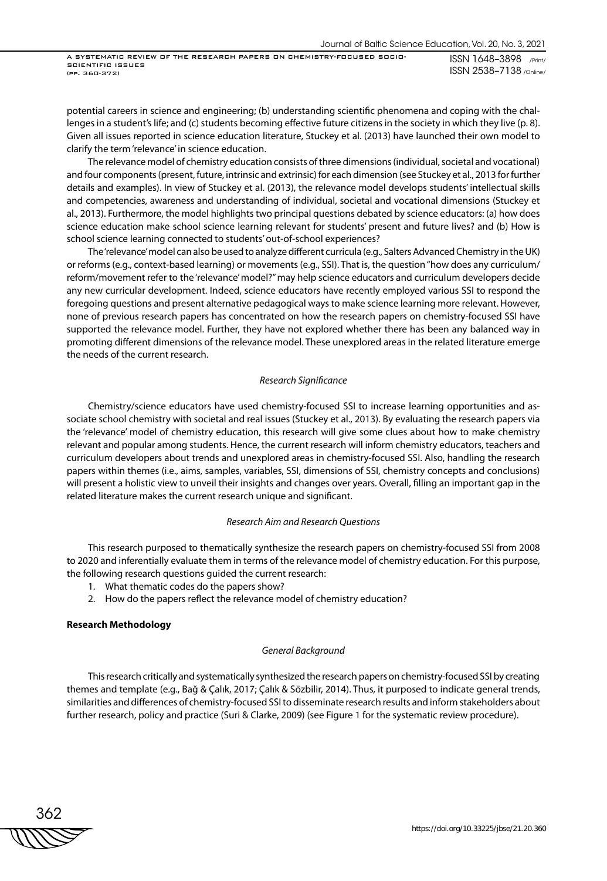potential careers in science and engineering; (b) understanding scientific phenomena and coping with the challenges in a student's life; and (c) students becoming effective future citizens in the society in which they live (p. 8). Given all issues reported in science education literature, Stuckey et al. (2013) have launched their own model to clarify the term 'relevance' in science education.

The relevance model of chemistry education consists of three dimensions (individual, societal and vocational) and four components (present, future, intrinsic and extrinsic) for each dimension (see Stuckey et al., 2013 for further details and examples). In view of Stuckey et al. (2013), the relevance model develops students' intellectual skills and competencies, awareness and understanding of individual, societal and vocational dimensions (Stuckey et al., 2013). Furthermore, the model highlights two principal questions debated by science educators: (a) how does science education make school science learning relevant for students' present and future lives? and (b) How is school science learning connected to students' out-of-school experiences?

The 'relevance' model can also be used to analyze different curricula (e.g., Salters Advanced Chemistry in the UK) or reforms (e.g., context-based learning) or movements (e.g., SSI). That is, the question "how does any curriculum/reform/movement refer to the 'relevance' model?" may help science educators and curriculum developers decide any new curricular development. Indeed, science educators have recently employed various SSI to respond the foregoing questions and present alternative pedagogical ways to make science learning more relevant. However, none of previous research papers has concentrated on how the research papers on chemistry-focused SSI have supported the relevance model. Further, they have not explored whether there has been any balanced way in promoting different dimensions of the relevance model. These unexplored areas in the related literature emerge the needs of the current research.

*Research Significance*

Chemistry/science educators have used chemistry-focused SSI to increase learning opportunities and associate school chemistry with societal and real issues (Stuckey et al., 2013). By evaluating the research papers via the 'relevance' model of chemistry education, this research will give some clues about how to make chemistry relevant and popular among students. Hence, the current research will inform chemistry educators, teachers and curriculum developers about trends and unexplored areas in chemistry-focused SSI. Also, handling the research papers within themes (i.e., aims, samples, variables, SSI, dimensions of SSI, chemistry concepts and conclusions) will present a holistic view to unveil their insights and changes over years. Overall, filling an important gap in the related literature makes the current research unique and significant.

*Research Aim and Research Questions*

This research purposed to thematically synthesize the research papers on chemistry-focused SSI from 2008 to 2020 and inferentially evaluate them in terms of the relevance model of chemistry education. For this purpose, the following research questions guided the current research:

1. What thematic codes do the papers show?
2. How do the papers reflect the relevance model of chemistry education?

**Research Methodology**

*General Background*

This research critically and systematically synthesized the research papers on chemistry-focused SSI by creating themes and template (e.g., Bağ & Çalık, 2017; Çalık & Sözbilir, 2014). Thus, it purposed to indicate general trends, similarities and differences of chemistry-focused SSI to disseminate research results and inform stakeholders about further research, policy and practice (Suri & Clarke, 2009) (see Figure 1 for the systematic review procedure).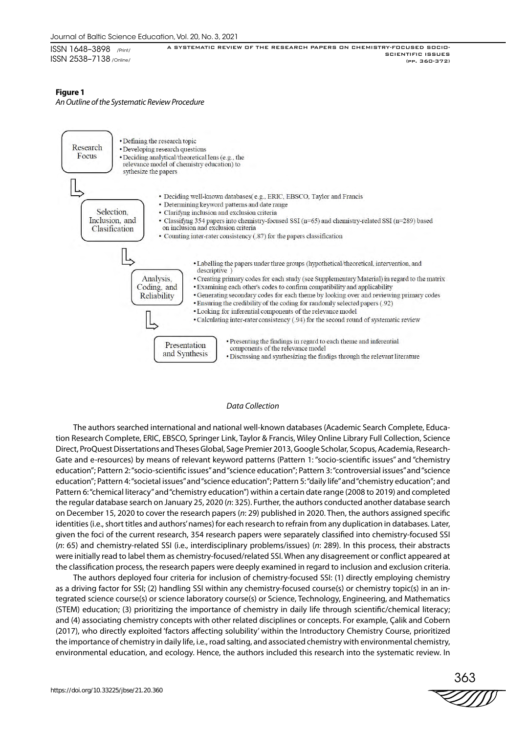**Figure 1**

*An Outline of the Systematic Review Procedure*

**Research Focus**

- Defining the research topic
- Developing research questions
- Deciding analytical/theoretical lens (e.g., the relevance model of chemistry education) to sythesize the papers

**Selection, Inclusion, and Clasification**

- Deciding well-known databases( e.g., ERIC, EBSCO, Taylor and Francis
- Determining keyword patterns and date range
- Clarifyng inclusion and exclusion criteria
- Classifyng 354 papers into chemistry-focused SSI (n=65) and chemistry-related SSI (n=289) based on inclusion and exclusion criteria
- Counting inter-rater consistency (.87) for the papers classification

**Analysis, Coding, and Reliability**

- Labelling the papers under three groups (hypothetical/theoretical, intervention, and descriptive )
- Creating primary codes for each study (see Supplementary Material) in regard to the matrix
- Examining each other's codes to confirm compatibility and applicability
- Generating secondary codes for each theme by looking over and reviewing primary codes
- Ensuring the credibility of the coding for randomly selected papers (.92)
- Looking for inferential components of the relevance model
- Calculating inter-rater consistency (.94) for the second round of systematic review

**Presentation and Synthesis**

- Presenting the findings in regard to each theme and inferential components of the relevance model
- Discussing and synthesizing the findigs through the relevant literature

*Data Collection*

The authors searched international and national well-known databases (Academic Search Complete, Education Research Complete, ERIC, EBSCO, Springer Link, Taylor & Francis, Wiley Online Library Full Collection, Science Direct, ProQuest Dissertations and Theses Global, Sage Premier 2013, Google Scholar, Scopus, Academia, ResearchGate and e-resources) by means of relevant keyword patterns (Pattern 1: "socio-scientific issues" and "chemistry education"; Pattern 2: "socio-scientific issues" and "science education"; Pattern 3: "controversial issues" and "science education"; Pattern 4: "societal issues" and "science education"; Pattern 5: "daily life" and "chemistry education"; and Pattern 6: "chemical literacy" and "chemistry education") within a certain date range (2008 to 2019) and completed the regular database search on January 25, 2020 (*n*: 325). Further, the authors conducted another database search on December 15, 2020 to cover the research papers (*n*: 29) published in 2020. Then, the authors assigned specific identities (i.e., short titles and authors' names) for each research to refrain from any duplication in databases. Later, given the foci of the current research, 354 research papers were separately classified into chemistry-focused SSI (*n*: 65) and chemistry-related SSI (i.e., interdisciplinary problems/issues) (*n*: 289). In this process, their abstracts were initially read to label them as chemistry-focused/related SSI. When any disagreement or conflict appeared at the classification process, the research papers were deeply examined in regard to inclusion and exclusion criteria.

The authors deployed four criteria for inclusion of chemistry-focused SSI: (1) directly employing chemistry as a driving factor for SSI; (2) handling SSI within any chemistry-focused course(s) or chemistry topic(s) in an integrated science course(s) or science laboratory course(s) or Science, Technology, Engineering, and Mathematics (STEM) education; (3) prioritizing the importance of chemistry in daily life through scientific/chemical literacy; and (4) associating chemistry concepts with other related disciplines or concepts. For example, Çalik and Cobern (2017), who directly exploited 'factors affecting solubility' within the Introductory Chemistry Course, prioritized the importance of chemistry in daily life, i.e., road salting, and associated chemistry with environmental chemistry, environmental education, and ecology. Hence, the authors included this research into the systematic review. In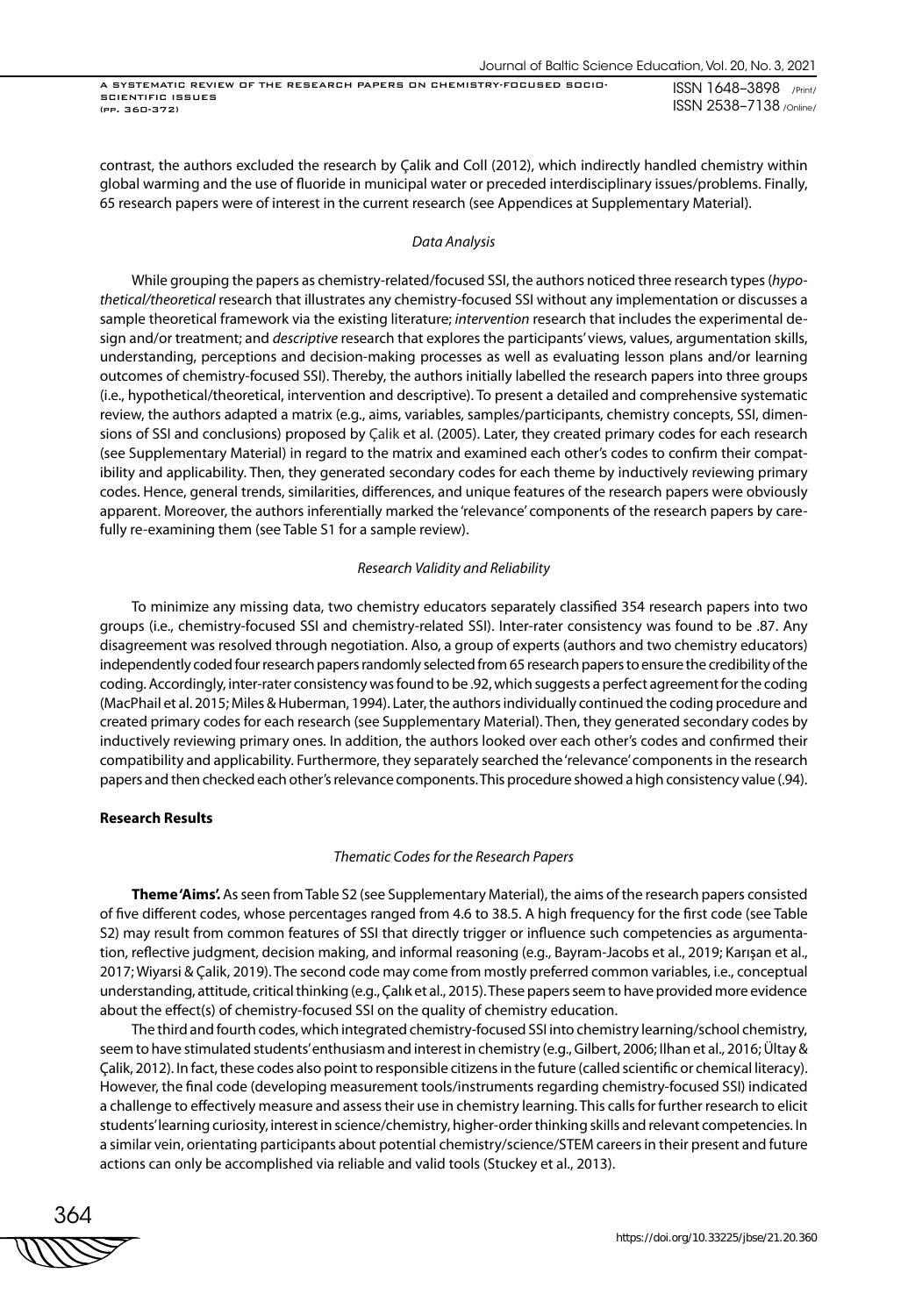contrast, the authors excluded the research by Çalik and Coll (2012), which indirectly handled chemistry within global warming and the use of fluoride in municipal water or preceded interdisciplinary issues/problems. Finally, 65 research papers were of interest in the current research (see Appendices at Supplementary Material).

*Data Analysis*

While grouping the papers as chemistry-related/focused SSI, the authors noticed three research types (*hypothetical/theoretical* research that illustrates any chemistry-focused SSI without any implementation or discusses a sample theoretical framework via the existing literature; *intervention* research that includes the experimental design and/or treatment; and *descriptive* research that explores the participants' views, values, argumentation skills, understanding, perceptions and decision-making processes as well as evaluating lesson plans and/or learning outcomes of chemistry-focused SSI). Thereby, the authors initially labelled the research papers into three groups (i.e., hypothetical/theoretical, intervention and descriptive). To present a detailed and comprehensive systematic review, the authors adapted a matrix (e.g., aims, variables, samples/participants, chemistry concepts, SSI, dimensions of SSI and conclusions) proposed by Çalik et al. (2005). Later, they created primary codes for each research (see Supplementary Material) in regard to the matrix and examined each other's codes to confirm their compatibility and applicability. Then, they generated secondary codes for each theme by inductively reviewing primary codes. Hence, general trends, similarities, differences, and unique features of the research papers were obviously apparent. Moreover, the authors inferentially marked the 'relevance' components of the research papers by carefully re-examining them (see Table S1 for a sample review).

*Research Validity and Reliability*

To minimize any missing data, two chemistry educators separately classified 354 research papers into two groups (i.e., chemistry-focused SSI and chemistry-related SSI). Inter-rater consistency was found to be .87. Any disagreement was resolved through negotiation. Also, a group of experts (authors and two chemistry educators) independently coded four research papers randomly selected from 65 research papers to ensure the credibility of the coding. Accordingly, inter-rater consistency was found to be .92, which suggests a perfect agreement for the coding (MacPhail et al. 2015; Miles & Huberman, 1994). Later, the authors individually continued the coding procedure and created primary codes for each research (see Supplementary Material). Then, they generated secondary codes by inductively reviewing primary ones. In addition, the authors looked over each other's codes and confirmed their compatibility and applicability. Furthermore, they separately searched the 'relevance' components in the research papers and then checked each other's relevance components. This procedure showed a high consistency value (.94).

**Research Results**

*Thematic Codes for the Research Papers*

**Theme 'Aims'.** As seen from Table S2 (see Supplementary Material), the aims of the research papers consisted of five different codes, whose percentages ranged from 4.6 to 38.5. A high frequency for the first code (see Table S2) may result from common features of SSI that directly trigger or influence such competencies as argumentation, reflective judgment, decision making, and informal reasoning (e.g., Bayram-Jacobs et al., 2019; Karışan et al., 2017; Wiyarsi & Çalik, 2019). The second code may come from mostly preferred common variables, i.e., conceptual understanding, attitude, critical thinking (e.g., Çalık et al., 2015). These papers seem to have provided more evidence about the effect(s) of chemistry-focused SSI on the quality of chemistry education.

The third and fourth codes, which integrated chemistry-focused SSI into chemistry learning/school chemistry, seem to have stimulated students' enthusiasm and interest in chemistry (e.g., Gilbert, 2006; Ilhan et al., 2016; Ültay & Çalik, 2012). In fact, these codes also point to responsible citizens in the future (called scientific or chemical literacy). However, the final code (developing measurement tools/instruments regarding chemistry-focused SSI) indicated a challenge to effectively measure and assess their use in chemistry learning. This calls for further research to elicit students' learning curiosity, interest in science/chemistry, higher-order thinking skills and relevant competencies. In a similar vein, orientating participants about potential chemistry/science/STEM careers in their present and future actions can only be accomplished via reliable and valid tools (Stuckey et al., 2013).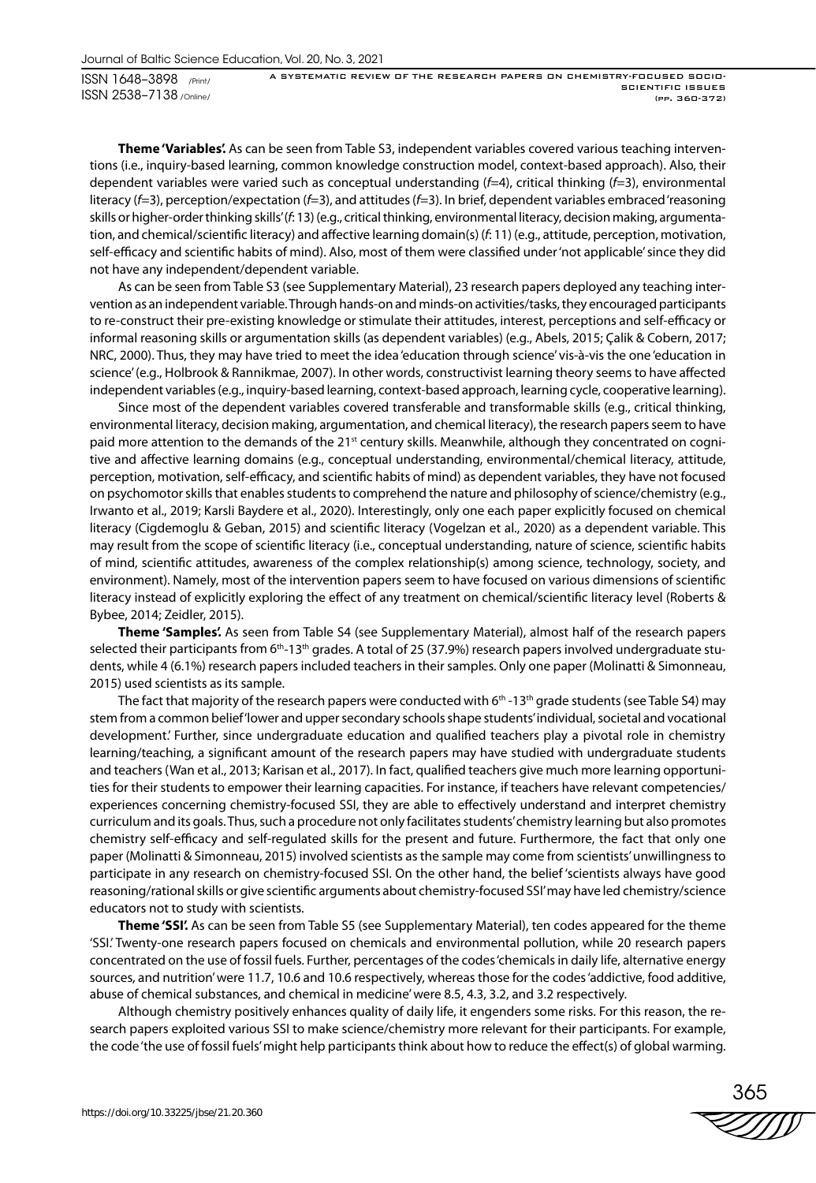**Theme 'Variables'.** As can be seen from Table S3, independent variables covered various teaching interventions (i.e., inquiry-based learning, common knowledge construction model, context-based approach). Also, their dependent variables were varied such as conceptual understanding (*f*=4), critical thinking (*f*=3), environmental literacy (*f*=3), perception/expectation (*f*=3), and attitudes (*f*=3). In brief, dependent variables embraced 'reasoning skills or higher-order thinking skills' (*f*: 13) (e.g., critical thinking, environmental literacy, decision making, argumentation, and chemical/scientific literacy) and affective learning domain(s) (*f*: 11) (e.g., attitude, perception, motivation, self-efficacy and scientific habits of mind). Also, most of them were classified under 'not applicable' since they did not have any independent/dependent variable.

As can be seen from Table S3 (see Supplementary Material), 23 research papers deployed any teaching intervention as an independent variable. Through hands-on and minds-on activities/tasks, they encouraged participants to re-construct their pre-existing knowledge or stimulate their attitudes, interest, perceptions and self-efficacy or informal reasoning skills or argumentation skills (as dependent variables) (e.g., Abels, 2015; Çalik & Cobern, 2017; NRC, 2000). Thus, they may have tried to meet the idea 'education through science' vis-à-vis the one 'education in science' (e.g., Holbrook & Rannikmae, 2007). In other words, constructivist learning theory seems to have affected independent variables (e.g., inquiry-based learning, context-based approach, learning cycle, cooperative learning).

Since most of the dependent variables covered transferable and transformable skills (e.g., critical thinking, environmental literacy, decision making, argumentation, and chemical literacy), the research papers seem to have paid more attention to the demands of the 21st century skills. Meanwhile, although they concentrated on cognitive and affective learning domains (e.g., conceptual understanding, environmental/chemical literacy, attitude, perception, motivation, self-efficacy, and scientific habits of mind) as dependent variables, they have not focused on psychomotor skills that enables students to comprehend the nature and philosophy of science/chemistry (e.g., Irwanto et al., 2019; Karsli Baydere et al., 2020). Interestingly, only one each paper explicitly focused on chemical literacy (Cigdemoglu & Geban, 2015) and scientific literacy (Vogelzan et al., 2020) as a dependent variable. This may result from the scope of scientific literacy (i.e., conceptual understanding, nature of science, scientific habits of mind, scientific attitudes, awareness of the complex relationship(s) among science, technology, society, and environment). Namely, most of the intervention papers seem to have focused on various dimensions of scientific literacy instead of explicitly exploring the effect of any treatment on chemical/scientific literacy level (Roberts & Bybee, 2014; Zeidler, 2015).

**Theme 'Samples'.** As seen from Table S4 (see Supplementary Material), almost half of the research papers selected their participants from 6th-13th grades. A total of 25 (37.9%) research papers involved undergraduate students, while 4 (6.1%) research papers included teachers in their samples. Only one paper (Molinatti & Simonneau, 2015) used scientists as its sample.

The fact that majority of the research papers were conducted with 6th -13th grade students (see Table S4) may stem from a common belief 'lower and upper secondary schools shape students' individual, societal and vocational development.' Further, since undergraduate education and qualified teachers play a pivotal role in chemistry learning/teaching, a significant amount of the research papers may have studied with undergraduate students and teachers (Wan et al., 2013; Karisan et al., 2017). In fact, qualified teachers give much more learning opportunities for their students to empower their learning capacities. For instance, if teachers have relevant competencies/experiences concerning chemistry-focused SSI, they are able to effectively understand and interpret chemistry curriculum and its goals. Thus, such a procedure not only facilitates students' chemistry learning but also promotes chemistry self-efficacy and self-regulated skills for the present and future. Furthermore, the fact that only one paper (Molinatti & Simonneau, 2015) involved scientists as the sample may come from scientists' unwillingness to participate in any research on chemistry-focused SSI. On the other hand, the belief 'scientists always have good reasoning/rational skills or give scientific arguments about chemistry-focused SSI' may have led chemistry/science educators not to study with scientists.

**Theme 'SSI'.** As can be seen from Table S5 (see Supplementary Material), ten codes appeared for the theme 'SSI.' Twenty-one research papers focused on chemicals and environmental pollution, while 20 research papers concentrated on the use of fossil fuels. Further, percentages of the codes 'chemicals in daily life, alternative energy sources, and nutrition' were 11.7, 10.6 and 10.6 respectively, whereas those for the codes 'addictive, food additive, abuse of chemical substances, and chemical in medicine' were 8.5, 4.3, 3.2, and 3.2 respectively.

Although chemistry positively enhances quality of daily life, it engenders some risks. For this reason, the research papers exploited various SSI to make science/chemistry more relevant for their participants. For example, the code 'the use of fossil fuels' might help participants think about how to reduce the effect(s) of global warming.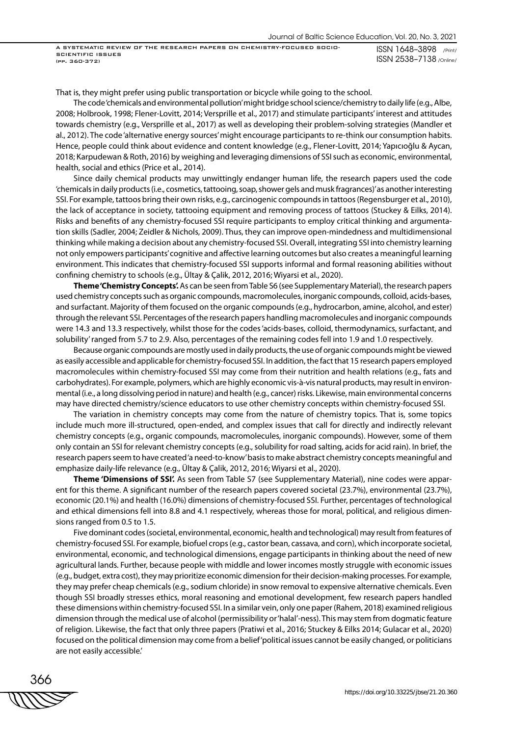That is, they might prefer using public transportation or bicycle while going to the school.

The code 'chemicals and environmental pollution' might bridge school science/chemistry to daily life (e.g., Albe, 2008; Holbrook, 1998; Flener-Lovitt, 2014; Versprille et al., 2017) and stimulate participants' interest and attitudes towards chemistry (e.g., Versprille et al., 2017) as well as developing their problem-solving strategies (Mandler et al., 2012). The code 'alternative energy sources' might encourage participants to re-think our consumption habits. Hence, people could think about evidence and content knowledge (e.g., Flener-Lovitt, 2014; Yapıcıoğlu & Aycan, 2018; Karpudewan & Roth, 2016) by weighing and leveraging dimensions of SSI such as economic, environmental, health, social and ethics (Price et al., 2014).

Since daily chemical products may unwittingly endanger human life, the research papers used the code 'chemicals in daily products (i.e., cosmetics, tattooing, soap, shower gels and musk fragrances)' as another interesting SSI. For example, tattoos bring their own risks, e.g., carcinogenic compounds in tattoos (Regensburger et al., 2010), the lack of acceptance in society, tattooing equipment and removing process of tattoos (Stuckey & Eilks, 2014). Risks and benefits of any chemistry-focused SSI require participants to employ critical thinking and argumentation skills (Sadler, 2004; Zeidler & Nichols, 2009). Thus, they can improve open-mindedness and multidimensional thinking while making a decision about any chemistry-focused SSI. Overall, integrating SSI into chemistry learning not only empowers participants' cognitive and affective learning outcomes but also creates a meaningful learning environment. This indicates that chemistry-focused SSI supports informal and formal reasoning abilities without confining chemistry to schools (e.g., Ültay & Çalik, 2012, 2016; Wiyarsi et al., 2020).

**Theme 'Chemistry Concepts'.** As can be seen from Table S6 (see Supplementary Material), the research papers used chemistry concepts such as organic compounds, macromolecules, inorganic compounds, colloid, acids-bases, and surfactant. Majority of them focused on the organic compounds (e.g., hydrocarbon, amine, alcohol, and ester) through the relevant SSI. Percentages of the research papers handling macromolecules and inorganic compounds were 14.3 and 13.3 respectively, whilst those for the codes 'acids-bases, colloid, thermodynamics, surfactant, and solubility' ranged from 5.7 to 2.9. Also, percentages of the remaining codes fell into 1.9 and 1.0 respectively.

Because organic compounds are mostly used in daily products, the use of organic compounds might be viewed as easily accessible and applicable for chemistry-focused SSI. In addition, the fact that 15 research papers employed macromolecules within chemistry-focused SSI may come from their nutrition and health relations (e.g., fats and carbohydrates). For example, polymers, which are highly economic vis-à-vis natural products, may result in environmental (i.e., a long dissolving period in nature) and health (e.g., cancer) risks. Likewise, main environmental concerns may have directed chemistry/science educators to use other chemistry concepts within chemistry-focused SSI.

The variation in chemistry concepts may come from the nature of chemistry topics. That is, some topics include much more ill-structured, open-ended, and complex issues that call for directly and indirectly relevant chemistry concepts (e.g., organic compounds, macromolecules, inorganic compounds). However, some of them only contain an SSI for relevant chemistry concepts (e.g., solubility for road salting, acids for acid rain). In brief, the research papers seem to have created 'a need-to-know' basis to make abstract chemistry concepts meaningful and emphasize daily-life relevance (e.g., Ültay & Çalik, 2012, 2016; Wiyarsi et al., 2020).

**Theme 'Dimensions of SSI'.** As seen from Table S7 (see Supplementary Material), nine codes were apparent for this theme. A significant number of the research papers covered societal (23.7%), environmental (23.7%), economic (20.1%) and health (16.0%) dimensions of chemistry-focused SSI. Further, percentages of technological and ethical dimensions fell into 8.8 and 4.1 respectively, whereas those for moral, political, and religious dimensions ranged from 0.5 to 1.5.

Five dominant codes (societal, environmental, economic, health and technological) may result from features of chemistry-focused SSI. For example, biofuel crops (e.g., castor bean, cassava, and corn), which incorporate societal, environmental, economic, and technological dimensions, engage participants in thinking about the need of new agricultural lands. Further, because people with middle and lower incomes mostly struggle with economic issues (e.g., budget, extra cost), they may prioritize economic dimension for their decision-making processes. For example, they may prefer cheap chemicals (e.g., sodium chloride) in snow removal to expensive alternative chemicals. Even though SSI broadly stresses ethics, moral reasoning and emotional development, few research papers handled these dimensions within chemistry-focused SSI. In a similar vein, only one paper (Rahem, 2018) examined religious dimension through the medical use of alcohol (permissibility or 'halal'-ness). This may stem from dogmatic feature of religion. Likewise, the fact that only three papers (Pratiwi et al., 2016; Stuckey & Eilks 2014; Gulacar et al., 2020) focused on the political dimension may come from a belief 'political issues cannot be easily changed, or politicians are not easily accessible.'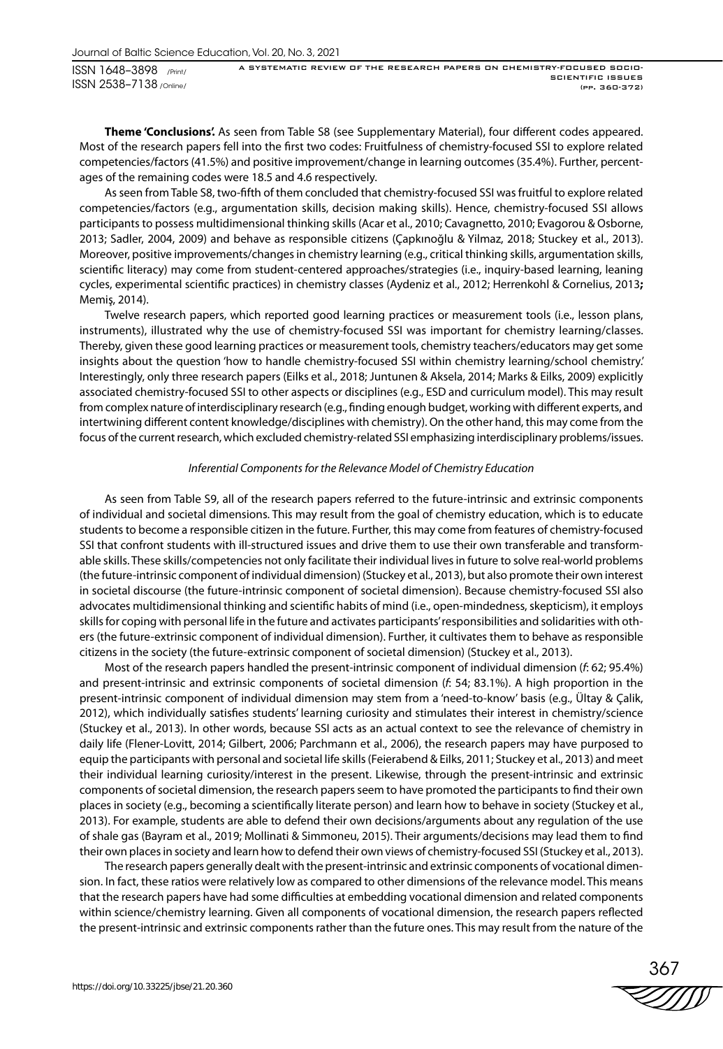**Theme 'Conclusions'.** As seen from Table S8 (see Supplementary Material), four different codes appeared. Most of the research papers fell into the first two codes: Fruitfulness of chemistry-focused SSI to explore related competencies/factors (41.5%) and positive improvement/change in learning outcomes (35.4%). Further, percentages of the remaining codes were 18.5 and 4.6 respectively.

As seen from Table S8, two-fifth of them concluded that chemistry-focused SSI was fruitful to explore related competencies/factors (e.g., argumentation skills, decision making skills). Hence, chemistry-focused SSI allows participants to possess multidimensional thinking skills (Acar et al., 2010; Cavagnetto, 2010; Evagorou & Osborne, 2013; Sadler, 2004, 2009) and behave as responsible citizens (Çapkınoğlu & Yilmaz, 2018; Stuckey et al., 2013). Moreover, positive improvements/changes in chemistry learning (e.g., critical thinking skills, argumentation skills, scientific literacy) may come from student-centered approaches/strategies (i.e., inquiry-based learning, leaning cycles, experimental scientific practices) in chemistry classes (Aydeniz et al., 2012; Herrenkohl & Cornelius, 2013**;** Memiş, 2014).

Twelve research papers, which reported good learning practices or measurement tools (i.e., lesson plans, instruments), illustrated why the use of chemistry-focused SSI was important for chemistry learning/classes. Thereby, given these good learning practices or measurement tools, chemistry teachers/educators may get some insights about the question 'how to handle chemistry-focused SSI within chemistry learning/school chemistry.' Interestingly, only three research papers (Eilks et al., 2018; Juntunen & Aksela, 2014; Marks & Eilks, 2009) explicitly associated chemistry-focused SSI to other aspects or disciplines (e.g., ESD and curriculum model). This may result from complex nature of interdisciplinary research (e.g., finding enough budget, working with different experts, and intertwining different content knowledge/disciplines with chemistry). On the other hand, this may come from the focus of the current research, which excluded chemistry-related SSI emphasizing interdisciplinary problems/issues.

*Inferential Components for the Relevance Model of Chemistry Education*

As seen from Table S9, all of the research papers referred to the future-intrinsic and extrinsic components of individual and societal dimensions. This may result from the goal of chemistry education, which is to educate students to become a responsible citizen in the future. Further, this may come from features of chemistry-focused SSI that confront students with ill-structured issues and drive them to use their own transferable and transformable skills. These skills/competencies not only facilitate their individual lives in future to solve real-world problems (the future-intrinsic component of individual dimension) (Stuckey et al., 2013), but also promote their own interest in societal discourse (the future-intrinsic component of societal dimension). Because chemistry-focused SSI also advocates multidimensional thinking and scientific habits of mind (i.e., open-mindedness, skepticism), it employs skills for coping with personal life in the future and activates participants' responsibilities and solidarities with others (the future-extrinsic component of individual dimension). Further, it cultivates them to behave as responsible citizens in the society (the future-extrinsic component of societal dimension) (Stuckey et al., 2013).

Most of the research papers handled the present-intrinsic component of individual dimension (*f*: 62; 95.4%) and present-intrinsic and extrinsic components of societal dimension (*f*: 54; 83.1%). A high proportion in the present-intrinsic component of individual dimension may stem from a 'need-to-know' basis (e.g., Ültay & Çalik, 2012), which individually satisfies students' learning curiosity and stimulates their interest in chemistry/science (Stuckey et al., 2013). In other words, because SSI acts as an actual context to see the relevance of chemistry in daily life (Flener-Lovitt, 2014; Gilbert, 2006; Parchmann et al., 2006), the research papers may have purposed to equip the participants with personal and societal life skills (Feierabend & Eilks, 2011; Stuckey et al., 2013) and meet their individual learning curiosity/interest in the present. Likewise, through the present-intrinsic and extrinsic components of societal dimension, the research papers seem to have promoted the participants to find their own places in society (e.g., becoming a scientifically literate person) and learn how to behave in society (Stuckey et al., 2013). For example, students are able to defend their own decisions/arguments about any regulation of the use of shale gas (Bayram et al., 2019; Mollinati & Simmoneu, 2015). Their arguments/decisions may lead them to find their own places in society and learn how to defend their own views of chemistry-focused SSI (Stuckey et al., 2013).

The research papers generally dealt with the present-intrinsic and extrinsic components of vocational dimension. In fact, these ratios were relatively low as compared to other dimensions of the relevance model. This means that the research papers have had some difficulties at embedding vocational dimension and related components within science/chemistry learning. Given all components of vocational dimension, the research papers reflected the present-intrinsic and extrinsic components rather than the future ones. This may result from the nature of the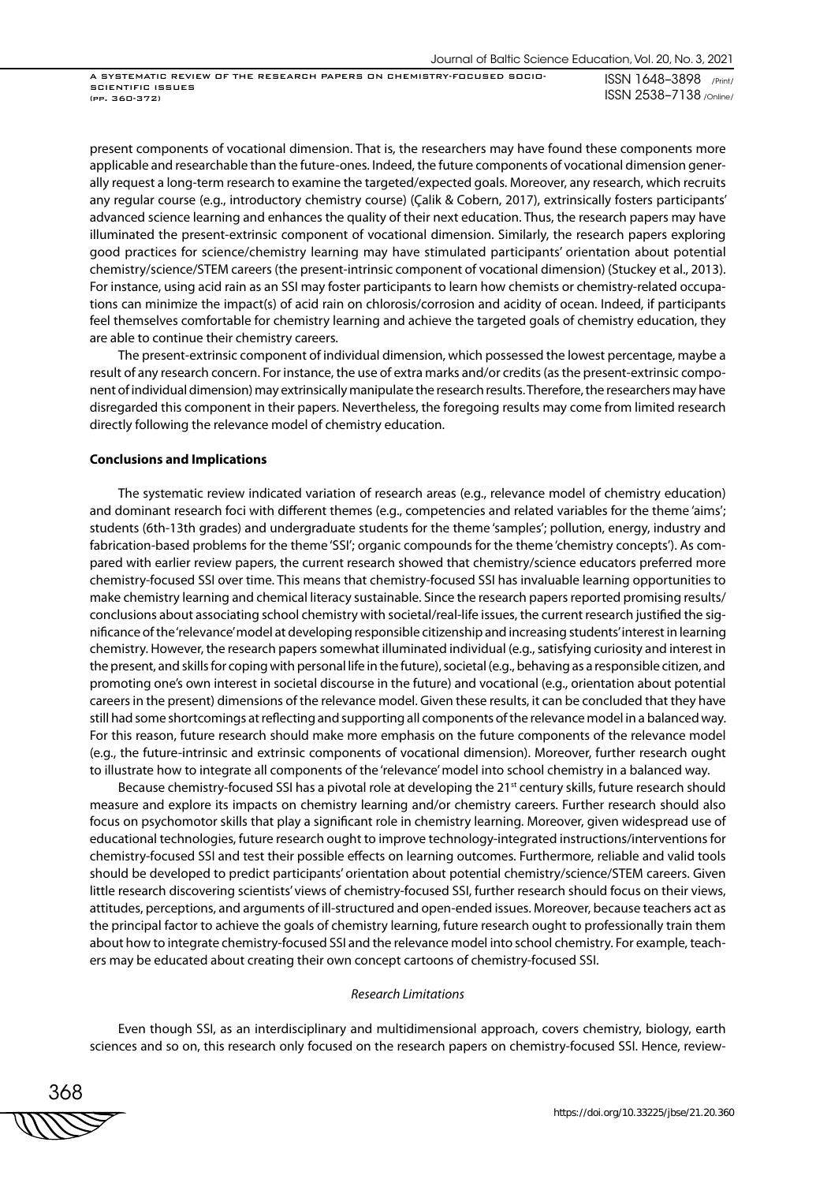present components of vocational dimension. That is, the researchers may have found these components more applicable and researchable than the future-ones. Indeed, the future components of vocational dimension generally request a long-term research to examine the targeted/expected goals. Moreover, any research, which recruits any regular course (e.g., introductory chemistry course) (Çalik & Cobern, 2017), extrinsically fosters participants' advanced science learning and enhances the quality of their next education. Thus, the research papers may have illuminated the present-extrinsic component of vocational dimension. Similarly, the research papers exploring good practices for science/chemistry learning may have stimulated participants' orientation about potential chemistry/science/STEM careers (the present-intrinsic component of vocational dimension) (Stuckey et al., 2013). For instance, using acid rain as an SSI may foster participants to learn how chemists or chemistry-related occupations can minimize the impact(s) of acid rain on chlorosis/corrosion and acidity of ocean. Indeed, if participants feel themselves comfortable for chemistry learning and achieve the targeted goals of chemistry education, they are able to continue their chemistry careers.

The present-extrinsic component of individual dimension, which possessed the lowest percentage, maybe a result of any research concern. For instance, the use of extra marks and/or credits (as the present-extrinsic component of individual dimension) may extrinsically manipulate the research results. Therefore, the researchers may have disregarded this component in their papers. Nevertheless, the foregoing results may come from limited research directly following the relevance model of chemistry education.

## Conclusions and Implications

The systematic review indicated variation of research areas (e.g., relevance model of chemistry education) and dominant research foci with different themes (e.g., competencies and related variables for the theme 'aims'; students (6th-13th grades) and undergraduate students for the theme 'samples'; pollution, energy, industry and fabrication-based problems for the theme 'SSI'; organic compounds for the theme 'chemistry concepts'). As compared with earlier review papers, the current research showed that chemistry/science educators preferred more chemistry-focused SSI over time. This means that chemistry-focused SSI has invaluable learning opportunities to make chemistry learning and chemical literacy sustainable. Since the research papers reported promising results/conclusions about associating school chemistry with societal/real-life issues, the current research justified the significance of the 'relevance' model at developing responsible citizenship and increasing students' interest in learning chemistry. However, the research papers somewhat illuminated individual (e.g., satisfying curiosity and interest in the present, and skills for coping with personal life in the future), societal (e.g., behaving as a responsible citizen, and promoting one's own interest in societal discourse in the future) and vocational (e.g., orientation about potential careers in the present) dimensions of the relevance model. Given these results, it can be concluded that they have still had some shortcomings at reflecting and supporting all components of the relevance model in a balanced way. For this reason, future research should make more emphasis on the future components of the relevance model (e.g., the future-intrinsic and extrinsic components of vocational dimension). Moreover, further research ought to illustrate how to integrate all components of the 'relevance' model into school chemistry in a balanced way.

Because chemistry-focused SSI has a pivotal role at developing the 21st century skills, future research should measure and explore its impacts on chemistry learning and/or chemistry careers. Further research should also focus on psychomotor skills that play a significant role in chemistry learning. Moreover, given widespread use of educational technologies, future research ought to improve technology-integrated instructions/interventions for chemistry-focused SSI and test their possible effects on learning outcomes. Furthermore, reliable and valid tools should be developed to predict participants' orientation about potential chemistry/science/STEM careers. Given little research discovering scientists' views of chemistry-focused SSI, further research should focus on their views, attitudes, perceptions, and arguments of ill-structured and open-ended issues. Moreover, because teachers act as the principal factor to achieve the goals of chemistry learning, future research ought to professionally train them about how to integrate chemistry-focused SSI and the relevance model into school chemistry. For example, teachers may be educated about creating their own concept cartoons of chemistry-focused SSI.

### *Research Limitations*

Even though SSI, as an interdisciplinary and multidimensional approach, covers chemistry, biology, earth sciences and so on, this research only focused on the research papers on chemistry-focused SSI. Hence, review-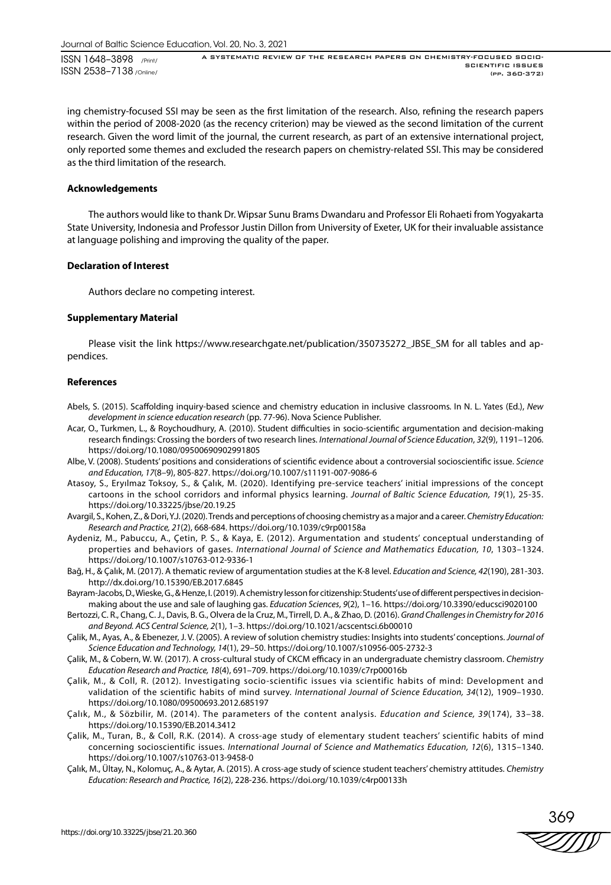ing chemistry-focused SSI may be seen as the first limitation of the research. Also, refining the research papers within the period of 2008-2020 (as the recency criterion) may be viewed as the second limitation of the current research. Given the word limit of the journal, the current research, as part of an extensive international project, only reported some themes and excluded the research papers on chemistry-related SSI. This may be considered as the third limitation of the research.

#### Acknowledgements

The authors would like to thank Dr. Wipsar Sunu Brams Dwandaru and Professor Eli Rohaeti from Yogyakarta State University, Indonesia and Professor Justin Dillon from University of Exeter, UK for their invaluable assistance at language polishing and improving the quality of the paper.

#### Declaration of Interest

Authors declare no competing interest.

#### Supplementary Material

Please visit the link https://www.researchgate.net/publication/350735272_JBSE_SM for all tables and appendices.

#### References

Abels, S. (2015). Scaffolding inquiry-based science and chemistry education in inclusive classrooms. In N. L. Yates (Ed.), *New development in science education research* (pp. 77-96). Nova Science Publisher.

Acar, O., Turkmen, L., & Roychoudhury, A. (2010). Student difficulties in socio-scientific argumentation and decision-making research findings: Crossing the borders of two research lines. *International Journal of Science Education*, *32*(9), 1191–1206. https://doi.org/10.1080/09500690902991805

Albe, V. (2008). Students' positions and considerations of scientific evidence about a controversial socioscientific issue. *Science and Education, 17*(8–9), 805-827. https://doi.org/10.1007/s11191-007-9086-6

Atasoy, S., Eryılmaz Toksoy, S., & Çalık, M. (2020). Identifying pre-service teachers' initial impressions of the concept cartoons in the school corridors and informal physics learning. *Journal of Baltic Science Education, 19*(1), 25-35. https://doi.org/10.33225/jbse/20.19.25

Avargil, S., Kohen, Z., & Dori, Y.J. (2020). Trends and perceptions of choosing chemistry as a major and a career. *Chemistry Education: Research and Practice, 21*(2), 668-684. https://doi.org/10.1039/c9rp00158a

Aydeniz, M., Pabuccu, A., Çetin, P. S., & Kaya, E. (2012). Argumentation and students' conceptual understanding of properties and behaviors of gases. *International Journal of Science and Mathematics Education, 10*, 1303–1324. https://doi.org/10.1007/s10763-012-9336-1

Bağ, H., & Çalık, M. (2017). A thematic review of argumentation studies at the K-8 level. *Education and Science, 42*(190), 281-303. http://dx.doi.org/10.15390/EB.2017.6845

Bayram-Jacobs, D., Wieske, G., & Henze, I. (2019). A chemistry lesson for citizenship: Students' use of different perspectives in decision-making about the use and sale of laughing gas. *Education Sciences*, *9*(2), 1–16. https://doi.org/10.3390/educsci9020100

Bertozzi, C. R., Chang, C. J., Davis, B. G., Olvera de la Cruz, M., Tirrell, D. A., & Zhao, D. (2016). *Grand Challenges in Chemistry for 2016 and Beyond. ACS Central Science, 2*(1), 1–3. https://doi.org/10.1021/acscentsci.6b00010

Çalik, M., Ayas, A., & Ebenezer, J. V. (2005). A review of solution chemistry studies: Insights into students' conceptions. *Journal of Science Education and Technology, 14*(1), 29–50. https://doi.org/10.1007/s10956-005-2732-3

Çalik, M., & Cobern, W. W. (2017). A cross-cultural study of CKCM efficacy in an undergraduate chemistry classroom. *Chemistry Education Research and Practice, 18*(4), 691–709. https://doi.org/10.1039/c7rp00016b

Çalik, M., & Coll, R. (2012). Investigating socio-scientific issues via scientific habits of mind: Development and validation of the scientific habits of mind survey. *International Journal of Science Education, 34*(12), 1909–1930. https://doi.org/10.1080/09500693.2012.685197

Çalık, M., & Sözbilir, M. (2014). The parameters of the content analysis. *Education and Science, 39*(174), 33–38. https://doi.org/10.15390/EB.2014.3412

Çalik, M., Turan, B., & Coll, R.K. (2014). A cross-age study of elementary student teachers' scientific habits of mind concerning socioscientific issues. *International Journal of Science and Mathematics Education, 12*(6), 1315–1340. https://doi.org/10.1007/s10763-013-9458-0

Çalik, M., Ültay, N., Kolomuç, A., & Aytar, A. (2015). A cross-age study of science student teachers' chemistry attitudes. *Chemistry Education: Research and Practice, 16*(2), 228-236. https://doi.org/10.1039/c4rp00133h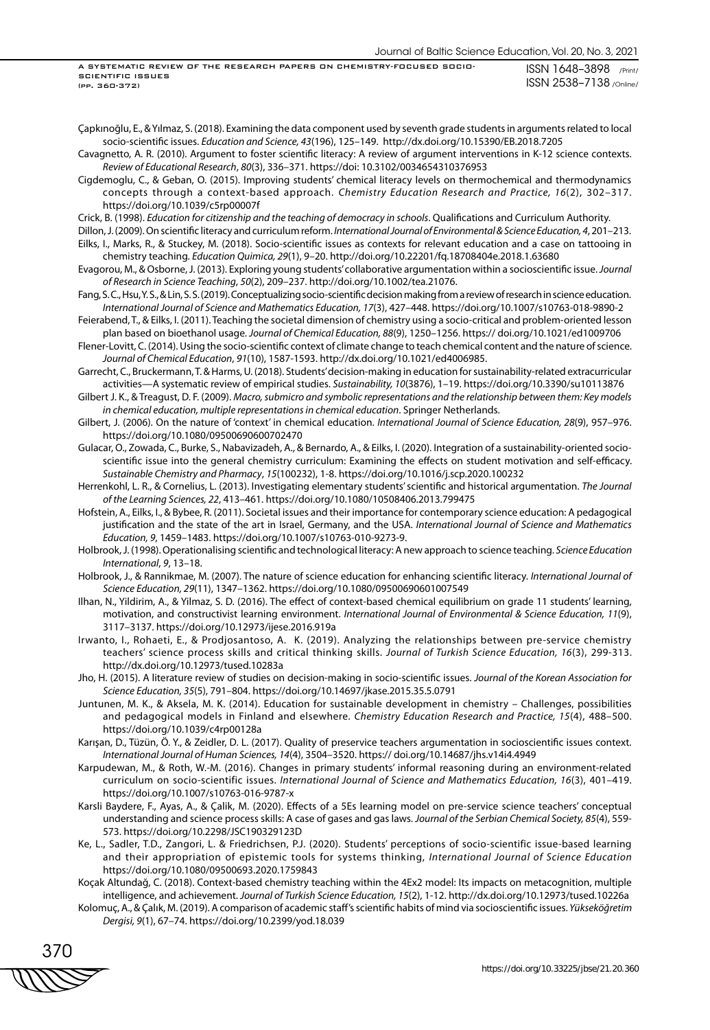Çapkınoğlu, E., & Yılmaz, S. (2018). Examining the data component used by seventh grade students in arguments related to local socio-scientific issues. *Education and Science, 43*(196), 125–149. http://dx.doi.org/10.15390/EB.2018.7205

Cavagnetto, A. R. (2010). Argument to foster scientific literacy: A review of argument interventions in K-12 science contexts. *Review of Educational Research*, *80*(3), 336–371. https://doi: 10.3102/0034654310376953

Cigdemoglu, C., & Geban, O. (2015). Improving students' chemical literacy levels on thermochemical and thermodynamics concepts through a context-based approach. *Chemistry Education Research and Practice, 16*(2), 302–317. https://doi.org/10.1039/c5rp00007f

Crick, B. (1998). *Education for citizenship and the teaching of democracy in schools*. Qualifications and Curriculum Authority.

Dillon, J. (2009). On scientific literacy and curriculum reform. *International Journal of Environmental & Science Education, 4*, 201–213.

Eilks, I., Marks, R., & Stuckey, M. (2018). Socio-scientific issues as contexts for relevant education and a case on tattooing in chemistry teaching. *Education Quimica, 29*(1), 9–20. http://doi.org/10.22201/fq.18708404e.2018.1.63680

Evagorou, M., & Osborne, J. (2013). Exploring young students' collaborative argumentation within a socioscientific issue. *Journal of Research in Science Teaching*, *50*(2), 209–237. http://doi.org/10.1002/tea.21076.

Fang, S. C., Hsu, Y. S., & Lin, S. S. (2019). Conceptualizing socio-scientific decision making from a review of research in science education. *International Journal of Science and Mathematics Education, 17*(3), 427–448. https://doi.org/10.1007/s10763-018-9890-2

Feierabend, T., & Eilks, I. (2011). Teaching the societal dimension of chemistry using a socio-critical and problem-oriented lesson plan based on bioethanol usage. *Journal of Chemical Education, 88*(9), 1250–1256. https:// doi.org/10.1021/ed1009706

Flener-Lovitt, C. (2014). Using the socio-scientific context of climate change to teach chemical content and the nature of science. *Journal of Chemical Education*, *91*(10), 1587-1593. http://dx.doi.org/10.1021/ed4006985.

Garrecht, C., Bruckermann, T. & Harms, U. (2018). Students' decision-making in education for sustainability-related extracurricular activities—A systematic review of empirical studies. *Sustainability, 10*(3876), 1–19. https://doi.org/10.3390/su10113876

Gilbert J. K., & Treagust, D. F. (2009). *Macro, submicro and symbolic representations and the relationship between them: Key models in chemical education, multiple representations in chemical education*. Springer Netherlands.

Gilbert, J. (2006). On the nature of 'context' in chemical education. *International Journal of Science Education, 28*(9), 957–976. https://doi.org/10.1080/09500690600702470

Gulacar, O., Zowada, C., Burke, S., Nabavizadeh, A., & Bernardo, A., & Eilks, I. (2020). Integration of a sustainability-oriented socio-scientific issue into the general chemistry curriculum: Examining the effects on student motivation and self-efficacy. *Sustainable Chemistry and Pharmacy*, *15*(100232), 1-8. https://doi.org/10.1016/j.scp.2020.100232

Herrenkohl, L. R., & Cornelius, L. (2013). Investigating elementary students' scientific and historical argumentation. *The Journal of the Learning Sciences, 22*, 413–461. https://doi.org/10.1080/10508406.2013.799475

Hofstein, A., Eilks, I., & Bybee, R. (2011). Societal issues and their importance for contemporary science education: A pedagogical justification and the state of the art in Israel, Germany, and the USA. *International Journal of Science and Mathematics Education, 9*, 1459–1483. https://doi.org/10.1007/s10763-010-9273-9.

Holbrook, J. (1998). Operationalising scientific and technological literacy: A new approach to science teaching. *Science Education International*, *9*, 13–18.

Holbrook, J., & Rannikmae, M. (2007). The nature of science education for enhancing scientific literacy. *International Journal of Science Education, 29*(11), 1347–1362. https://doi.org/10.1080/09500690601007549

Ilhan, N., Yildirim, A., & Yilmaz, S. D. (2016). The effect of context-based chemical equilibrium on grade 11 students' learning, motivation, and constructivist learning environment. *International Journal of Environmental & Science Education, 11*(9), 3117–3137. https://doi.org/10.12973/ijese.2016.919a

Irwanto, I., Rohaeti, E., & Prodjosantoso, A. K. (2019). Analyzing the relationships between pre-service chemistry teachers' science process skills and critical thinking skills. *Journal of Turkish Science Education, 16*(3), 299-313. http://dx.doi.org/10.12973/tused.10283a

Jho, H. (2015). A literature review of studies on decision-making in socio-scientific issues. *Journal of the Korean Association for Science Education, 35*(5), 791–804. https://doi.org/10.14697/jkase.2015.35.5.0791

Juntunen, M. K., & Aksela, M. K. (2014). Education for sustainable development in chemistry – Challenges, possibilities and pedagogical models in Finland and elsewhere. *Chemistry Education Research and Practice, 15*(4), 488–500. https://doi.org/10.1039/c4rp00128a

Karışan, D., Tüzün, Ö. Y., & Zeidler, D. L. (2017). Quality of preservice teachers argumentation in socioscientific issues context. *International Journal of Human Sciences, 14*(4), 3504–3520. https:// doi.org/10.14687/jhs.v14i4.4949

Karpudewan, M., & Roth, W.-M. (2016). Changes in primary students' informal reasoning during an environment-related curriculum on socio-scientific issues. *International Journal of Science and Mathematics Education, 16*(3), 401–419. https://doi.org/10.1007/s10763-016-9787-x

Karsli Baydere, F., Ayas, A., & Çalik, M. (2020). Effects of a 5Es learning model on pre-service science teachers' conceptual understanding and science process skills: A case of gases and gas laws. *Journal of the Serbian Chemical Society, 85*(4), 559-573. https://doi.org/10.2298/JSC190329123D

Ke, L., Sadler, T.D., Zangori, L. & Friedrichsen, P.J. (2020). Students' perceptions of socio-scientific issue-based learning and their appropriation of epistemic tools for systems thinking, *International Journal of Science Education* https://doi.org/10.1080/09500693.2020.1759843

Koçak Altundağ, C. (2018). Context-based chemistry teaching within the 4Ex2 model: Its impacts on metacognition, multiple intelligence, and achievement. *Journal of Turkish Science Education, 15*(2), 1-12. http://dx.doi.org/10.12973/tused.10226a

Kolomuç, A., & Çalık, M. (2019). A comparison of academic staff's scientific habits of mind via socioscientific issues. *Yükseköğretim Dergisi, 9*(1), 67–74. https://doi.org/10.2399/yod.18.039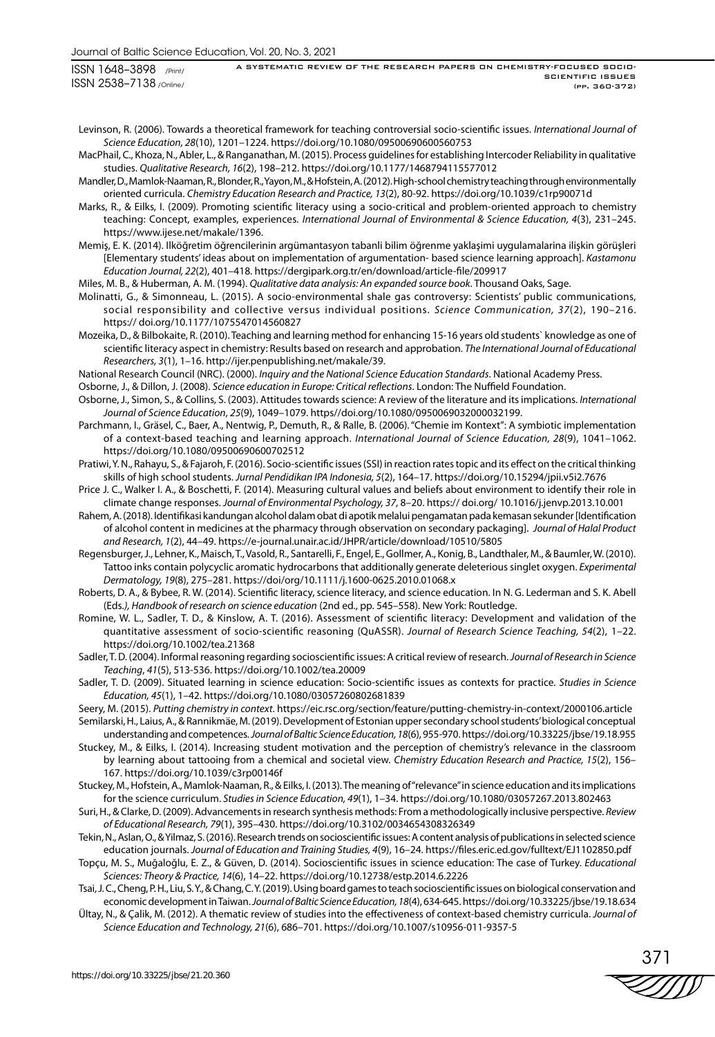Levinson, R. (2006). Towards a theoretical framework for teaching controversial socio-scientific issues. *International Journal of Science Education, 28*(10), 1201–1224. https://doi.org/10.1080/09500690600560753

MacPhail, C., Khoza, N., Abler, L., & Ranganathan, M. (2015). Process guidelines for establishing Intercoder Reliability in qualitative studies. *Qualitative Research, 16*(2), 198–212. https://doi.org/10.1177/1468794115577012

Mandler, D., Mamlok-Naaman, R., Blonder, R., Yayon, M., & Hofstein, A. (2012). High-school chemistry teaching through environmentally oriented curricula. *Chemistry Education Research and Practice, 13*(2), 80-92. https://doi.org/10.1039/c1rp90071d

Marks, R., & Eilks, I. (2009). Promoting scientific literacy using a socio-critical and problem-oriented approach to chemistry teaching: Concept, examples, experiences. *International Journal of Environmental & Science Education, 4*(3), 231–245. https://www.ijese.net/makale/1396.

Memiş, E. K. (2014). Ilköğretim öğrencilerinin argümantasyon tabanli bilim öğrenme yaklaşimi uygulamalarina ilişkin görüşleri [Elementary students' ideas about on implementation of argumentation- based science learning approach]. *Kastamonu Education Journal, 22*(2), 401–418. https://dergipark.org.tr/en/download/article-file/209917

Miles, M. B., & Huberman, A. M. (1994). *Qualitative data analysis: An expanded source book*. Thousand Oaks, Sage.

Molinatti, G., & Simonneau, L. (2015). A socio-environmental shale gas controversy: Scientists' public communications, social responsibility and collective versus individual positions. *Science Communication, 37*(2), 190–216. https:// doi.org/10.1177/1075547014560827

Mozeika, D., & Bilbokaite, R. (2010). Teaching and learning method for enhancing 15-16 years old students` knowledge as one of scientific literacy aspect in chemistry: Results based on research and approbation. *The International Journal of Educational Researchers, 3*(1), 1–16. http://ijer.penpublishing.net/makale/39.

National Research Council (NRC). (2000). *Inquiry and the National Science Education Standards*. National Academy Press.

Osborne, J., & Dillon, J. (2008). *Science education in Europe: Critical reflections*. London: The Nuffield Foundation.

Osborne, J., Simon, S., & Collins, S. (2003). Attitudes towards science: A review of the literature and its implications. *International Journal of Science Education*, *25*(9), 1049–1079. https//doi.org/10.1080/0950069032000032199.

Parchmann, I., Gräsel, C., Baer, A., Nentwig, P., Demuth, R., & Ralle, B. (2006). "Chemie im Kontext": A symbiotic implementation of a context-based teaching and learning approach. *International Journal of Science Education, 28*(9), 1041–1062. https://doi.org/10.1080/09500690600702512

Pratiwi, Y. N., Rahayu, S., & Fajaroh, F. (2016). Socio-scientific issues (SSI) in reaction rates topic and its effect on the critical thinking skills of high school students. *Jurnal Pendidikan IPA Indonesia, 5*(2), 164–17. https://doi.org/10.15294/jpii.v5i2.7676

Price J. C., Walker I. A., & Boschetti, F. (2014). Measuring cultural values and beliefs about environment to identify their role in climate change responses. *Journal of Environmental Psychology, 37*, 8–20. https:// doi.org/ 10.1016/j.jenvp.2013.10.001

Rahem, A. (2018). Identifikasi kandungan alcohol dalam obat di apotik melalui pengamatan pada kemasan sekunder [Identification of alcohol content in medicines at the pharmacy through observation on secondary packaging]. *Journal of Halal Product and Research, 1*(2), 44–49. https://e-journal.unair.ac.id/JHPR/article/download/10510/5805

Regensburger, J., Lehner, K., Maisch, T., Vasold, R., Santarelli, F., Engel, E., Gollmer, A., Konig, B., Landthaler, M., & Baumler, W. (2010). Tattoo inks contain polycyclic aromatic hydrocarbons that additionally generate deleterious singlet oxygen. *Experimental Dermatology, 19*(8), 275–281. https://doi/org/10.1111/j.1600-0625.2010.01068.x

Roberts, D. A., & Bybee, R. W. (2014). Scientific literacy, science literacy, and science education. In N. G. Lederman and S. K. Abell (Eds.*), Handbook of research on science education* (2nd ed., pp. 545–558). New York: Routledge.

Romine, W. L., Sadler, T. D., & Kinslow, A. T. (2016). Assessment of scientific literacy: Development and validation of the quantitative assessment of socio-scientific reasoning (QuASSR). *Journal of Research Science Teaching, 54*(2), 1–22. https://doi.org/10.1002/tea.21368

Sadler, T. D. (2004). Informal reasoning regarding socioscientific issues: A critical review of research. *Journal of Research in Science Teaching*, *41*(5), 513-536. https://doi.org/10.1002/tea.20009

Sadler, T. D. (2009). Situated learning in science education: Socio-scientific issues as contexts for practice. *Studies in Science Education, 45*(1), 1–42. https://doi.org/10.1080/03057260802681839

Seery, M. (2015). *Putting chemistry in context*. https://eic.rsc.org/section/feature/putting-chemistry-in-context/2000106.article

Semilarski, H., Laius, A., & Rannikmäe, M. (2019). Development of Estonian upper secondary school students' biological conceptual understanding and competences. *Journal of Baltic Science Education, 18*(6), 955-970. https://doi.org/10.33225/jbse/19.18.955

Stuckey, M., & Eilks, I. (2014). Increasing student motivation and the perception of chemistry's relevance in the classroom by learning about tattooing from a chemical and societal view. *Chemistry Education Research and Practice, 15*(2), 156–167. https://doi.org/10.1039/c3rp00146f

Stuckey, M., Hofstein, A., Mamlok-Naaman, R., & Eilks, I. (2013). The meaning of "relevance" in science education and its implications for the science curriculum. *Studies in Science Education, 49*(1), 1–34. https://doi.org/10.1080/03057267.2013.802463

Suri, H., & Clarke, D. (2009). Advancements in research synthesis methods: From a methodologically inclusive perspective. *Review of Educational Research, 79*(1), 395–430. https://doi.org/10.3102/0034654308326349

Tekin, N., Aslan, O., & Yilmaz, S. (2016). Research trends on socioscientific issues: A content analysis of publications in selected science education journals. *Journal of Education and Training Studies, 4*(9), 16–24. https://files.eric.ed.gov/fulltext/EJ1102850.pdf

Topçu, M. S., Muğaloğlu, E. Z., & Güven, D. (2014). Socioscientific issues in science education: The case of Turkey. *Educational Sciences: Theory & Practice, 14*(6), 14–22. https://doi.org/10.12738/estp.2014.6.2226

Tsai, J. C., Cheng, P. H., Liu, S. Y., & Chang, C. Y. (2019). Using board games to teach socioscientific issues on biological conservation and economic development in Taiwan. *Journal of Baltic Science Education, 18*(4), 634-645. https://doi.org/10.33225/jbse/19.18.634

Ültay, N., & Çalik, M. (2012). A thematic review of studies into the effectiveness of context-based chemistry curricula. *Journal of Science Education and Technology, 21*(6), 686–701. https://doi.org/10.1007/s10956-011-9357-5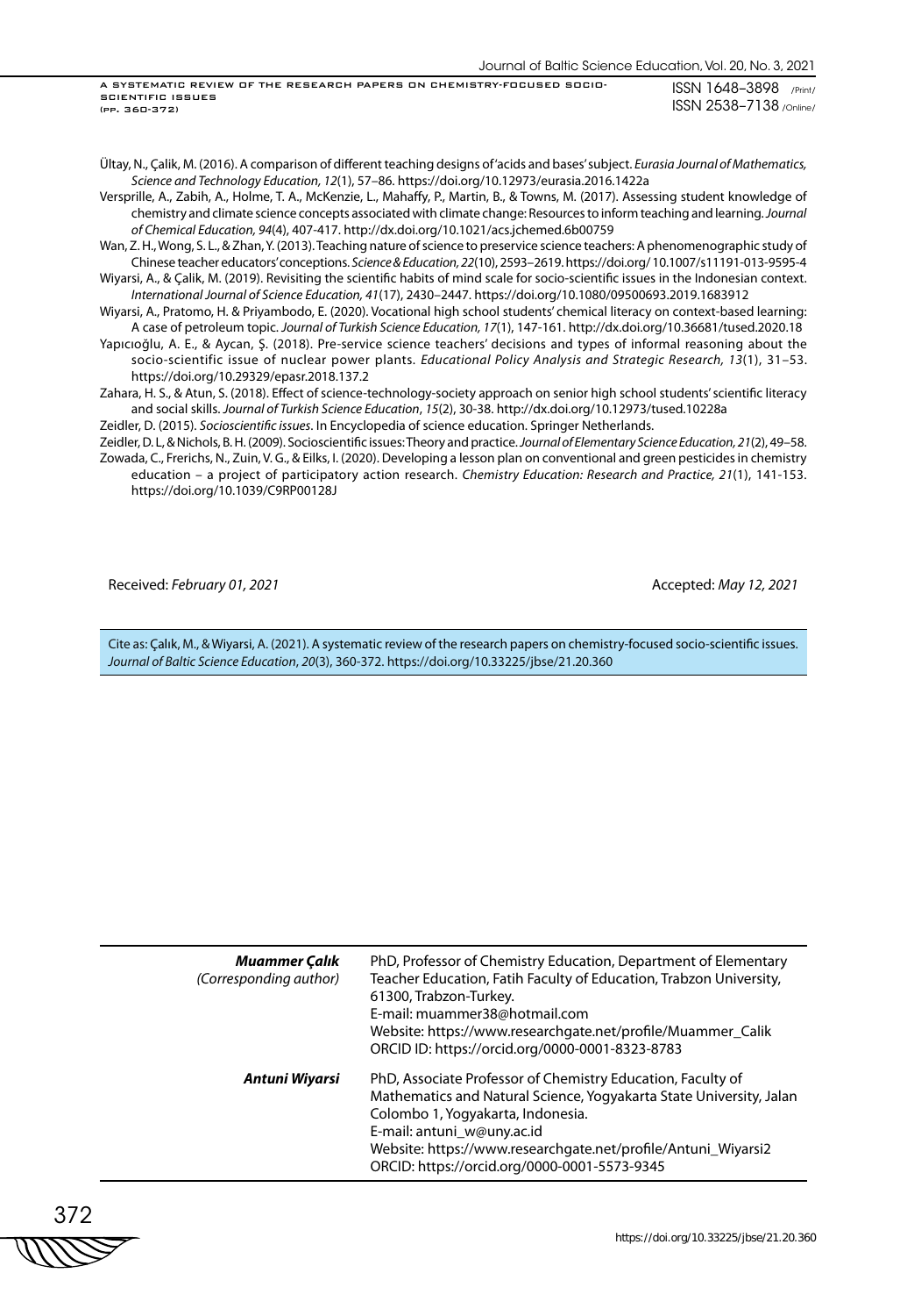Ültay, N., Çalik, M. (2016). A comparison of different teaching designs of 'acids and bases' subject. *Eurasia Journal of Mathematics, Science and Technology Education, 12*(1), 57–86. https://doi.org/10.12973/eurasia.2016.1422a

Versprille, A., Zabih, A., Holme, T. A., McKenzie, L., Mahaffy, P., Martin, B., & Towns, M. (2017). Assessing student knowledge of chemistry and climate science concepts associated with climate change: Resources to inform teaching and learning. *Journal of Chemical Education, 94*(4), 407-417. http://dx.doi.org/10.1021/acs.jchemed.6b00759

Wan, Z. H., Wong, S. L., & Zhan, Y. (2013). Teaching nature of science to preservice science teachers: A phenomenographic study of Chinese teacher educators' conceptions. *Science & Education, 22*(10), 2593–2619. https://doi.org/ 10.1007/s11191-013-9595-4

Wiyarsi, A., & Çalik, M. (2019). Revisiting the scientific habits of mind scale for socio-scientific issues in the Indonesian context. *International Journal of Science Education, 41*(17), 2430–2447. https://doi.org/10.1080/09500693.2019.1683912

Wiyarsi, A., Pratomo, H. & Priyambodo, E. (2020). Vocational high school students' chemical literacy on context-based learning: A case of petroleum topic. *Journal of Turkish Science Education, 17*(1), 147-161. http://dx.doi.org/10.36681/tused.2020.18

Yapıcıoğlu, A. E., & Aycan, Ş. (2018). Pre-service science teachers' decisions and types of informal reasoning about the socio-scientific issue of nuclear power plants. *Educational Policy Analysis and Strategic Research, 13*(1), 31–53. https://doi.org/10.29329/epasr.2018.137.2

Zahara, H. S., & Atun, S. (2018). Effect of science-technology-society approach on senior high school students' scientific literacy and social skills. *Journal of Turkish Science Education*, *15*(2), 30-38. http://dx.doi.org/10.12973/tused.10228a

Zeidler, D. (2015). *Socioscientific issues*. In Encyclopedia of science education. Springer Netherlands.

Zeidler, D. L, & Nichols, B. H. (2009). Socioscientific issues: Theory and practice. *Journal of Elementary Science Education, 21*(2), 49–58.

Zowada, C., Frerichs, N., Zuin, V. G., & Eilks, I. (2020). Developing a lesson plan on conventional and green pesticides in chemistry education – a project of participatory action research. *Chemistry Education: Research and Practice, 21*(1), 141-153. https://doi.org/10.1039/C9RP00128J

Received: *February 01, 2021*

Accepted: *May 12, 2021*

Cite as: Çalık, M., & Wiyarsi, A. (2021). A systematic review of the research papers on chemistry-focused socio-scientific issues. *Journal of Baltic Science Education*, *20*(3), 360-372. https://doi.org/10.33225/jbse/21.20.360

| | |
|---|---|
| ***Muammer Çalık*** *(Corresponding author)* | PhD, Professor of Chemistry Education, Department of Elementary Teacher Education, Fatih Faculty of Education, Trabzon University, 61300, Trabzon-Turkey. E-mail: muammer38@hotmail.com Website: https://www.researchgate.net/profile/Muammer_Calik ORCID ID: https://orcid.org/0000-0001-8323-8783 |
| ***Antuni Wiyarsi*** | PhD, Associate Professor of Chemistry Education, Faculty of Mathematics and Natural Science, Yogyakarta State University, Jalan Colombo 1, Yogyakarta, Indonesia. E-mail: antuni_w@uny.ac.id Website: https://www.researchgate.net/profile/Antuni_Wiyarsi2 ORCID: https://orcid.org/0000-0001-5573-9345 |